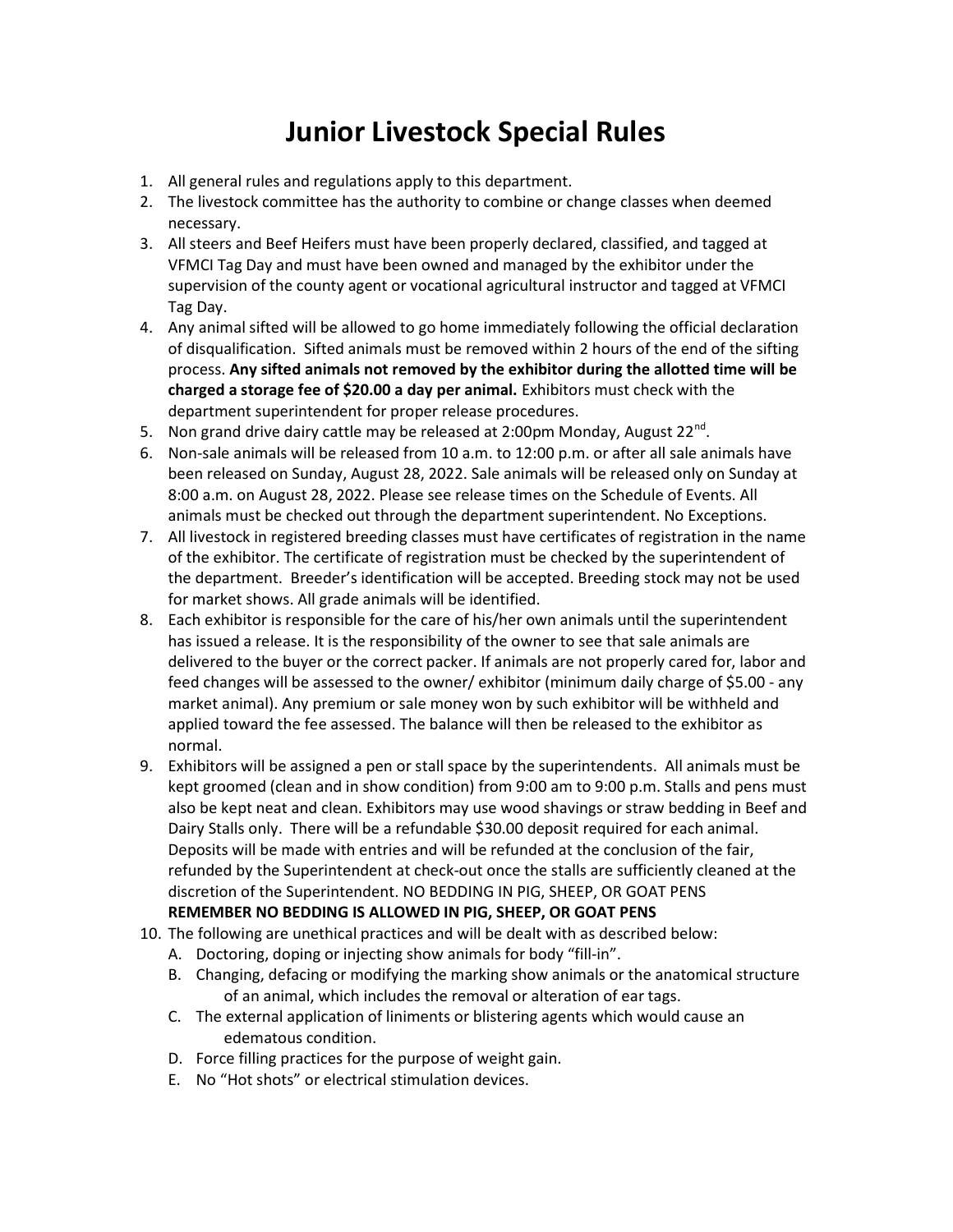# Junior Livestock Special Rules

1. All general rules and regulations apply to this department.
2. The livestock committee has the authority to combine or change classes when deemed necessary.
3. All steers and Beef Heifers must have been properly declared, classified, and tagged at VFMCI Tag Day and must have been owned and managed by the exhibitor under the supervision of the county agent or vocational agricultural instructor and tagged at VFMCI Tag Day.
4. Any animal sifted will be allowed to go home immediately following the official declaration of disqualification. Sifted animals must be removed within 2 hours of the end of the sifting process. **Any sifted animals not removed by the exhibitor during the allotted time will be charged a storage fee of $20.00 a day per animal.** Exhibitors must check with the department superintendent for proper release procedures.
5. Non grand drive dairy cattle may be released at 2:00pm Monday, August 22nd.
6. Non-sale animals will be released from 10 a.m. to 12:00 p.m. or after all sale animals have been released on Sunday, August 28, 2022. Sale animals will be released only on Sunday at 8:00 a.m. on August 28, 2022. Please see release times on the Schedule of Events. All animals must be checked out through the department superintendent. No Exceptions.
7. All livestock in registered breeding classes must have certificates of registration in the name of the exhibitor. The certificate of registration must be checked by the superintendent of the department. Breeder's identification will be accepted. Breeding stock may not be used for market shows. All grade animals will be identified.
8. Each exhibitor is responsible for the care of his/her own animals until the superintendent has issued a release. It is the responsibility of the owner to see that sale animals are delivered to the buyer or the correct packer. If animals are not properly cared for, labor and feed changes will be assessed to the owner/ exhibitor (minimum daily charge of $5.00 - any market animal). Any premium or sale money won by such exhibitor will be withheld and applied toward the fee assessed. The balance will then be released to the exhibitor as normal.
9. Exhibitors will be assigned a pen or stall space by the superintendents. All animals must be kept groomed (clean and in show condition) from 9:00 am to 9:00 p.m. Stalls and pens must also be kept neat and clean. Exhibitors may use wood shavings or straw bedding in Beef and Dairy Stalls only. There will be a refundable $30.00 deposit required for each animal. Deposits will be made with entries and will be refunded at the conclusion of the fair, refunded by the Superintendent at check-out once the stalls are sufficiently cleaned at the discretion of the Superintendent. NO BEDDING IN PIG, SHEEP, OR GOAT PENS
   **REMEMBER NO BEDDING IS ALLOWED IN PIG, SHEEP, OR GOAT PENS**
10. The following are unethical practices and will be dealt with as described below:
    - A. Doctoring, doping or injecting show animals for body "fill-in".
    - B. Changing, defacing or modifying the marking show animals or the anatomical structure of an animal, which includes the removal or alteration of ear tags.
    - C. The external application of liniments or blistering agents which would cause an edematous condition.
    - D. Force filling practices for the purpose of weight gain.
    - E. No "Hot shots" or electrical stimulation devices.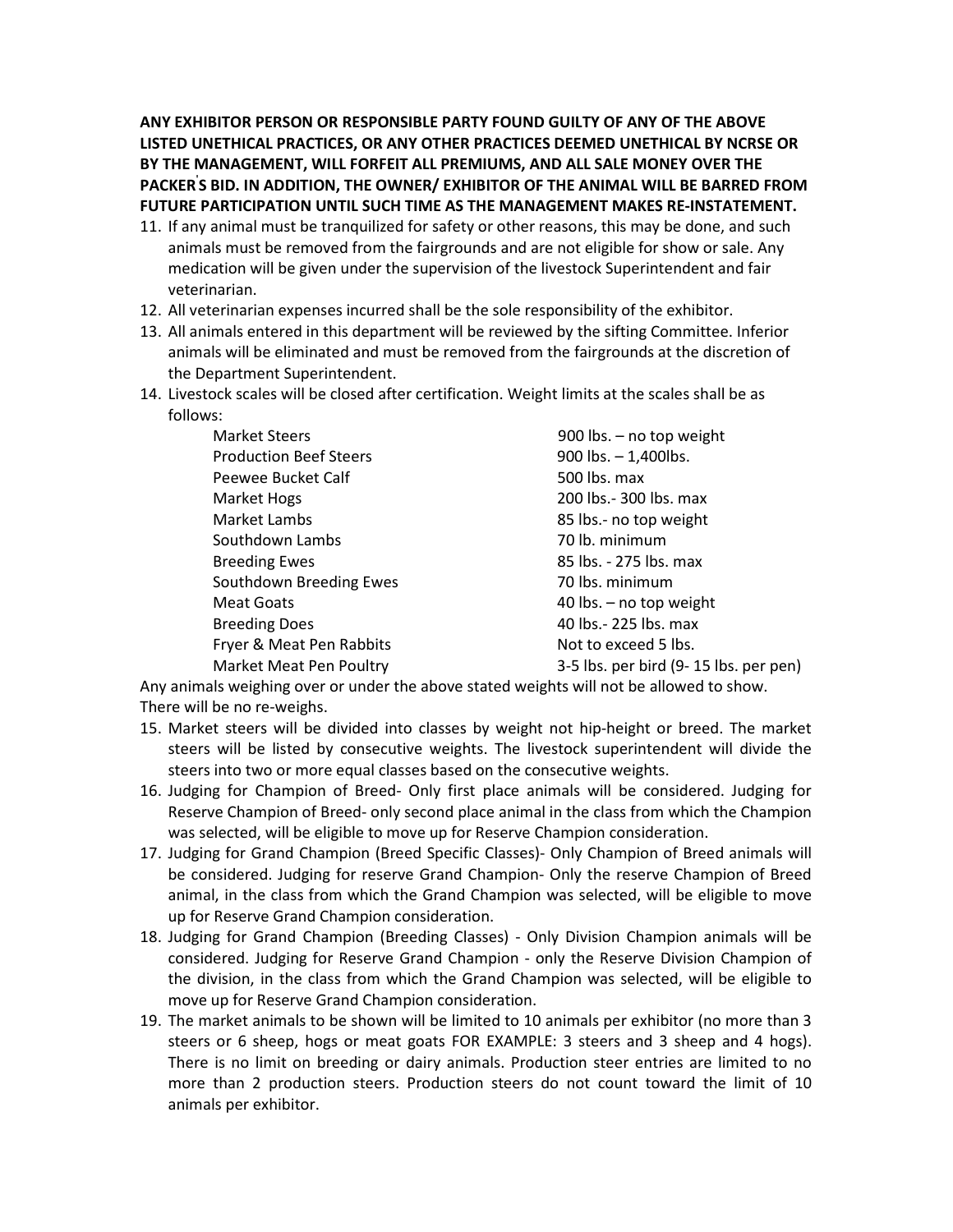**ANY EXHIBITOR PERSON OR RESPONSIBLE PARTY FOUND GUILTY OF ANY OF THE ABOVE LISTED UNETHICAL PRACTICES, OR ANY OTHER PRACTICES DEEMED UNETHICAL BY NCRSE OR BY THE MANAGEMENT, WILL FORFEIT ALL PREMIUMS, AND ALL SALE MONEY OVER THE PACKER'S BID. IN ADDITION, THE OWNER/ EXHIBITOR OF THE ANIMAL WILL BE BARRED FROM FUTURE PARTICIPATION UNTIL SUCH TIME AS THE MANAGEMENT MAKES RE-INSTATEMENT.**

11. If any animal must be tranquilized for safety or other reasons, this may be done, and such animals must be removed from the fairgrounds and are not eligible for show or sale. Any medication will be given under the supervision of the livestock Superintendent and fair veterinarian.
12. All veterinarian expenses incurred shall be the sole responsibility of the exhibitor.
13. All animals entered in this department will be reviewed by the sifting Committee. Inferior animals will be eliminated and must be removed from the fairgrounds at the discretion of the Department Superintendent.
14. Livestock scales will be closed after certification. Weight limits at the scales shall be as follows:

| | |
|---|---|
| Market Steers | 900 lbs. – no top weight |
| Production Beef Steers | 900 lbs. – 1,400lbs. |
| Peewee Bucket Calf | 500 lbs. max |
| Market Hogs | 200 lbs.- 300 lbs. max |
| Market Lambs | 85 lbs.- no top weight |
| Southdown Lambs | 70 lb. minimum |
| Breeding Ewes | 85 lbs. - 275 lbs. max |
| Southdown Breeding Ewes | 70 lbs. minimum |
| Meat Goats | 40 lbs. – no top weight |
| Breeding Does | 40 lbs.- 225 lbs. max |
| Fryer & Meat Pen Rabbits | Not to exceed 5 lbs. |
| Market Meat Pen Poultry | 3-5 lbs. per bird (9- 15 lbs. per pen) |

Any animals weighing over or under the above stated weights will not be allowed to show. There will be no re-weighs.

15. Market steers will be divided into classes by weight not hip-height or breed. The market steers will be listed by consecutive weights. The livestock superintendent will divide the steers into two or more equal classes based on the consecutive weights.
16. Judging for Champion of Breed- Only first place animals will be considered. Judging for Reserve Champion of Breed- only second place animal in the class from which the Champion was selected, will be eligible to move up for Reserve Champion consideration.
17. Judging for Grand Champion (Breed Specific Classes)- Only Champion of Breed animals will be considered. Judging for reserve Grand Champion- Only the reserve Champion of Breed animal, in the class from which the Grand Champion was selected, will be eligible to move up for Reserve Grand Champion consideration.
18. Judging for Grand Champion (Breeding Classes) - Only Division Champion animals will be considered. Judging for Reserve Grand Champion - only the Reserve Division Champion of the division, in the class from which the Grand Champion was selected, will be eligible to move up for Reserve Grand Champion consideration.
19. The market animals to be shown will be limited to 10 animals per exhibitor (no more than 3 steers or 6 sheep, hogs or meat goats FOR EXAMPLE: 3 steers and 3 sheep and 4 hogs). There is no limit on breeding or dairy animals. Production steer entries are limited to no more than 2 production steers. Production steers do not count toward the limit of 10 animals per exhibitor.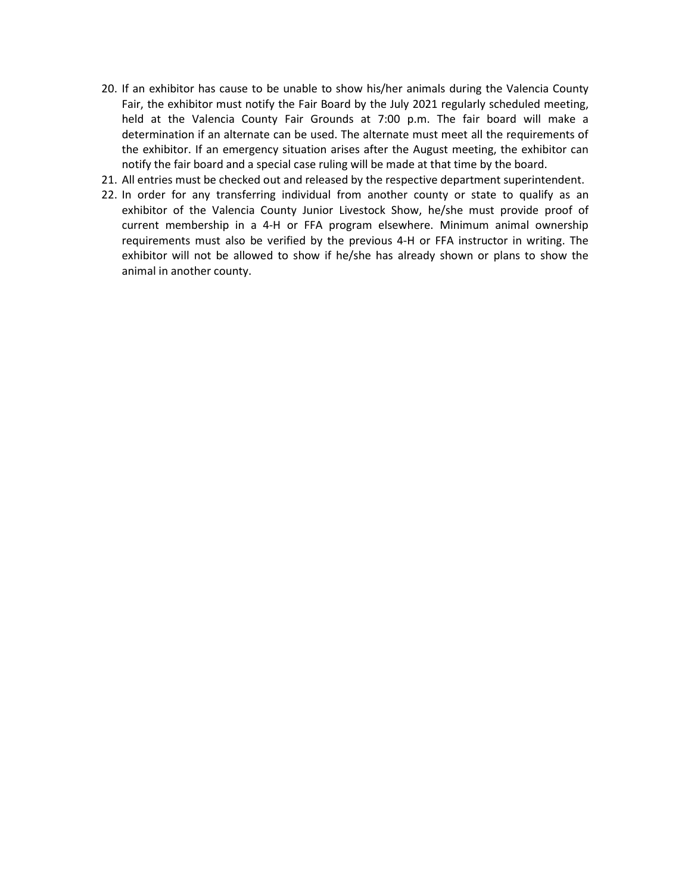20. If an exhibitor has cause to be unable to show his/her animals during the Valencia County Fair, the exhibitor must notify the Fair Board by the July 2021 regularly scheduled meeting, held at the Valencia County Fair Grounds at 7:00 p.m. The fair board will make a determination if an alternate can be used. The alternate must meet all the requirements of the exhibitor. If an emergency situation arises after the August meeting, the exhibitor can notify the fair board and a special case ruling will be made at that time by the board.
21. All entries must be checked out and released by the respective department superintendent.
22. In order for any transferring individual from another county or state to qualify as an exhibitor of the Valencia County Junior Livestock Show, he/she must provide proof of current membership in a 4-H or FFA program elsewhere. Minimum animal ownership requirements must also be verified by the previous 4-H or FFA instructor in writing. The exhibitor will not be allowed to show if he/she has already shown or plans to show the animal in another county.